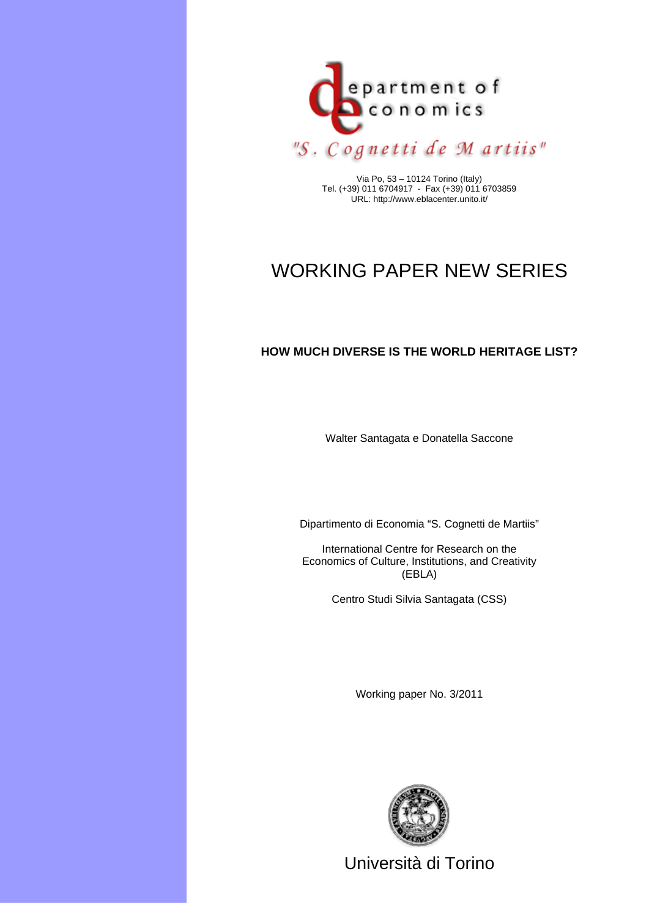department of economics

"S. Cognetti de Martiis"

Via Po, 53 – 10124 Torino (Italy)
Tel. (+39) 011 6704917 - Fax (+39) 011 6703859
URL: http://www.eblacenter.unito.it/

# WORKING PAPER NEW SERIES

## HOW MUCH DIVERSE IS THE WORLD HERITAGE LIST?

Walter Santagata e Donatella Saccone

Dipartimento di Economia "S. Cognetti de Martiis"

International Centre for Research on the Economics of Culture, Institutions, and Creativity (EBLA)

Centro Studi Silvia Santagata (CSS)

Working paper No. 3/2011

Università di Torino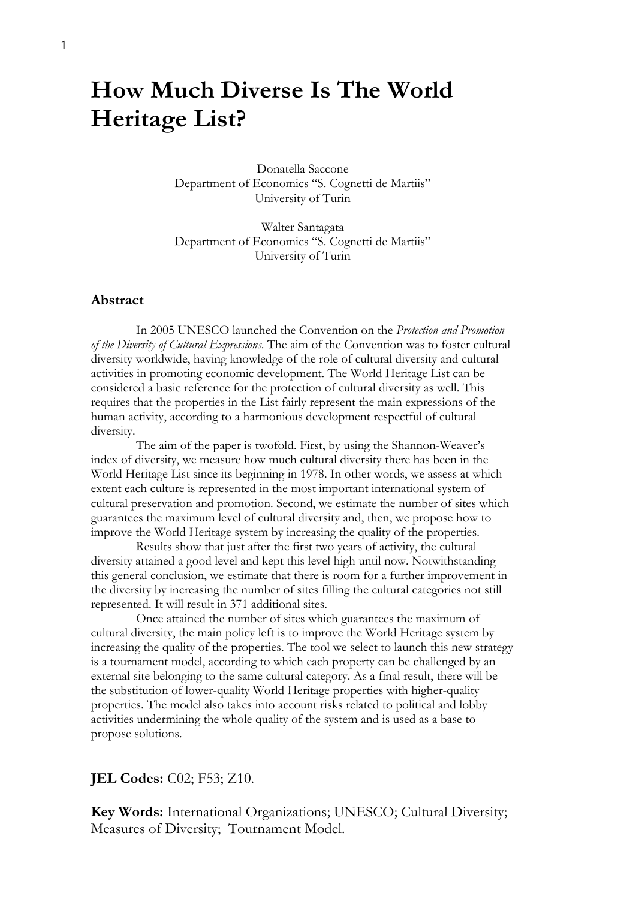// How Much Diverse Is The World Heritage List?

Donatella Saccone
Department of Economics "S. Cognetti de Martiis"
University of Turin

Walter Santagata
Department of Economics "S. Cognetti de Martiis"
University of Turin

### Abstract

In 2005 UNESCO launched the Convention on the *Protection and Promotion of the Diversity of Cultural Expressions*. The aim of the Convention was to foster cultural diversity worldwide, having knowledge of the role of cultural diversity and cultural activities in promoting economic development. The World Heritage List can be considered a basic reference for the protection of cultural diversity as well. This requires that the properties in the List fairly represent the main expressions of the human activity, according to a harmonious development respectful of cultural diversity.

The aim of the paper is twofold. First, by using the Shannon-Weaver's index of diversity, we measure how much cultural diversity there has been in the World Heritage List since its beginning in 1978. In other words, we assess at which extent each culture is represented in the most important international system of cultural preservation and promotion. Second, we estimate the number of sites which guarantees the maximum level of cultural diversity and, then, we propose how to improve the World Heritage system by increasing the quality of the properties.

Results show that just after the first two years of activity, the cultural diversity attained a good level and kept this level high until now. Notwithstanding this general conclusion, we estimate that there is room for a further improvement in the diversity by increasing the number of sites filling the cultural categories not still represented. It will result in 371 additional sites.

Once attained the number of sites which guarantees the maximum of cultural diversity, the main policy left is to improve the World Heritage system by increasing the quality of the properties. The tool we select to launch this new strategy is a tournament model, according to which each property can be challenged by an external site belonging to the same cultural category. As a final result, there will be the substitution of lower-quality World Heritage properties with higher-quality properties. The model also takes into account risks related to political and lobby activities undermining the whole quality of the system and is used as a base to propose solutions.

**JEL Codes:** C02; F53; Z10.

**Key Words:** International Organizations; UNESCO; Cultural Diversity; Measures of Diversity; Tournament Model.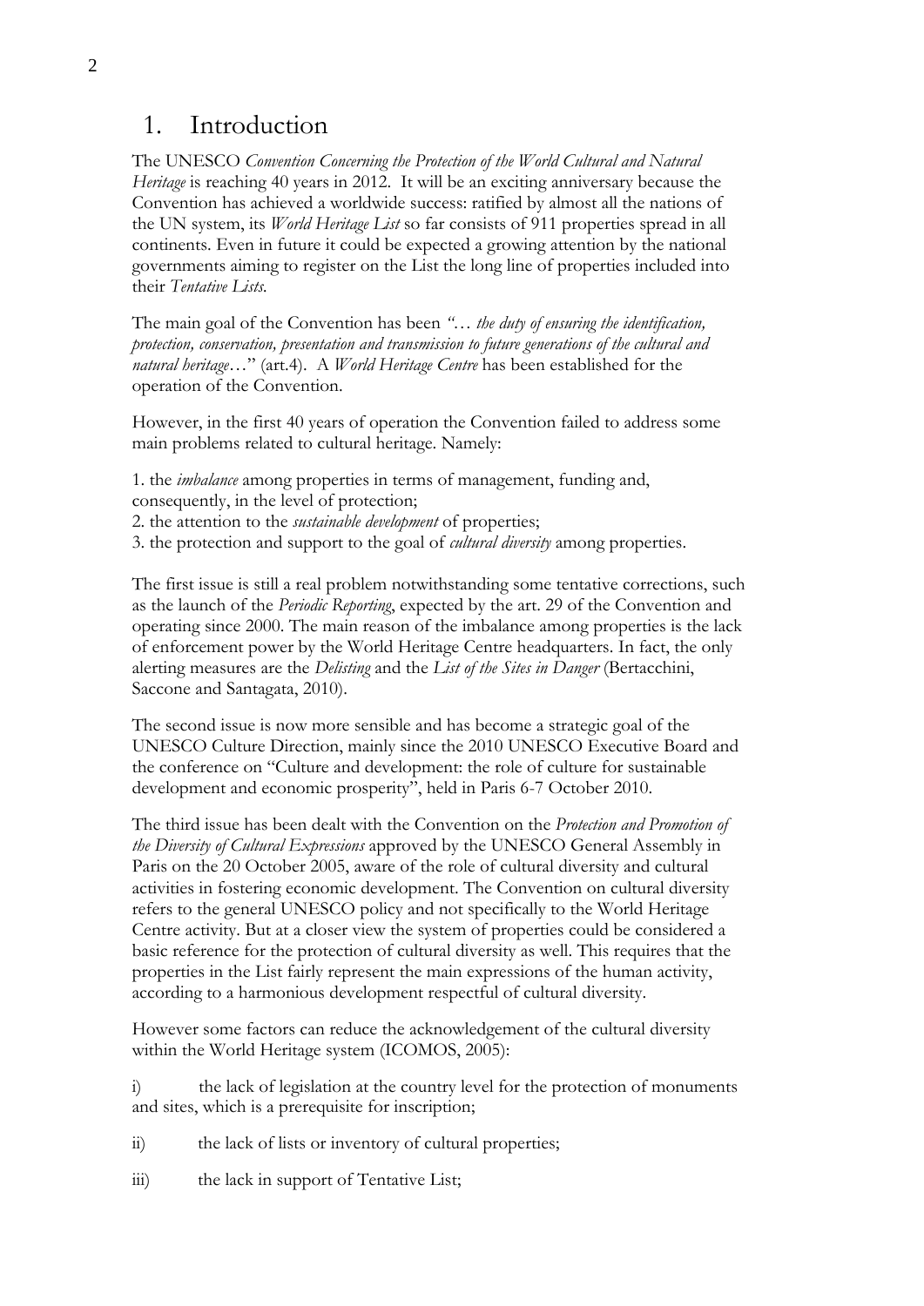# 1. Introduction

The UNESCO *Convention Concerning the Protection of the World Cultural and Natural Heritage* is reaching 40 years in 2012. It will be an exciting anniversary because the Convention has achieved a worldwide success: ratified by almost all the nations of the UN system, its *World Heritage List* so far consists of 911 properties spread in all continents. Even in future it could be expected a growing attention by the national governments aiming to register on the List the long line of properties included into their *Tentative Lists.*

The main goal of the Convention has been *"… the duty of ensuring the identification, protection, conservation, presentation and transmission to future generations of the cultural and natural heritage…*" (art.4). A *World Heritage Centre* has been established for the operation of the Convention.

However, in the first 40 years of operation the Convention failed to address some main problems related to cultural heritage. Namely:

1. the *imbalance* among properties in terms of management, funding and, consequently, in the level of protection;
2. the attention to the *sustainable development* of properties;
3. the protection and support to the goal of *cultural diversity* among properties.

The first issue is still a real problem notwithstanding some tentative corrections, such as the launch of the *Periodic Reporting*, expected by the art. 29 of the Convention and operating since 2000. The main reason of the imbalance among properties is the lack of enforcement power by the World Heritage Centre headquarters. In fact, the only alerting measures are the *Delisting* and the *List of the Sites in Danger* (Bertacchini, Saccone and Santagata, 2010).

The second issue is now more sensible and has become a strategic goal of the UNESCO Culture Direction, mainly since the 2010 UNESCO Executive Board and the conference on "Culture and development: the role of culture for sustainable development and economic prosperity", held in Paris 6-7 October 2010.

The third issue has been dealt with the Convention on the *Protection and Promotion of the Diversity of Cultural Expressions* approved by the UNESCO General Assembly in Paris on the 20 October 2005, aware of the role of cultural diversity and cultural activities in fostering economic development. The Convention on cultural diversity refers to the general UNESCO policy and not specifically to the World Heritage Centre activity. But at a closer view the system of properties could be considered a basic reference for the protection of cultural diversity as well. This requires that the properties in the List fairly represent the main expressions of the human activity, according to a harmonious development respectful of cultural diversity.

However some factors can reduce the acknowledgement of the cultural diversity within the World Heritage system (ICOMOS, 2005):

i) the lack of legislation at the country level for the protection of monuments and sites, which is a prerequisite for inscription;

ii) the lack of lists or inventory of cultural properties;

iii) the lack in support of Tentative List;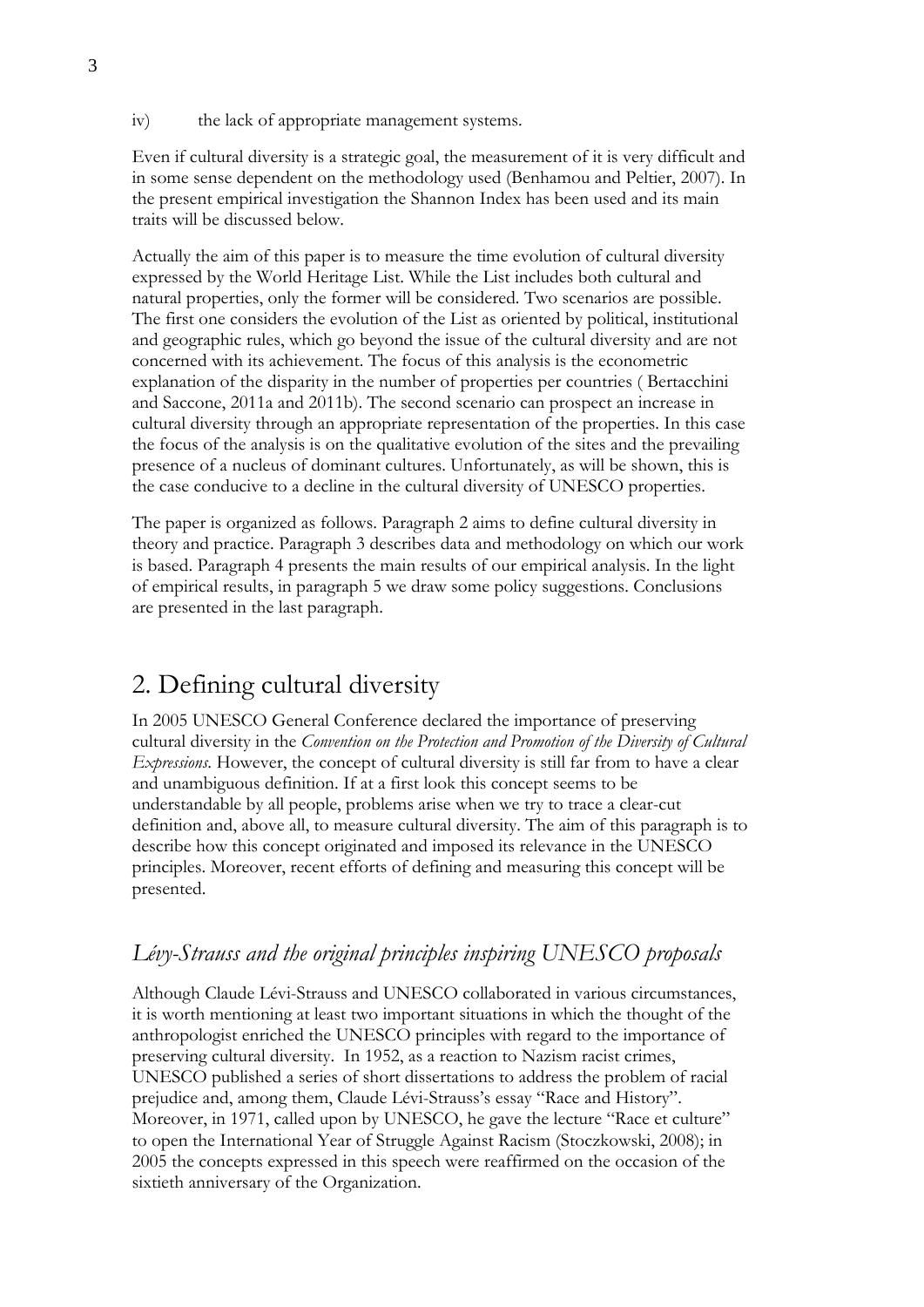iv) the lack of appropriate management systems.

Even if cultural diversity is a strategic goal, the measurement of it is very difficult and in some sense dependent on the methodology used (Benhamou and Peltier, 2007). In the present empirical investigation the Shannon Index has been used and its main traits will be discussed below.

Actually the aim of this paper is to measure the time evolution of cultural diversity expressed by the World Heritage List. While the List includes both cultural and natural properties, only the former will be considered. Two scenarios are possible. The first one considers the evolution of the List as oriented by political, institutional and geographic rules, which go beyond the issue of the cultural diversity and are not concerned with its achievement. The focus of this analysis is the econometric explanation of the disparity in the number of properties per countries ( Bertacchini and Saccone, 2011a and 2011b). The second scenario can prospect an increase in cultural diversity through an appropriate representation of the properties. In this case the focus of the analysis is on the qualitative evolution of the sites and the prevailing presence of a nucleus of dominant cultures. Unfortunately, as will be shown, this is the case conducive to a decline in the cultural diversity of UNESCO properties.

The paper is organized as follows. Paragraph 2 aims to define cultural diversity in theory and practice. Paragraph 3 describes data and methodology on which our work is based. Paragraph 4 presents the main results of our empirical analysis. In the light of empirical results, in paragraph 5 we draw some policy suggestions. Conclusions are presented in the last paragraph.

## 2. Defining cultural diversity

In 2005 UNESCO General Conference declared the importance of preserving cultural diversity in the *Convention on the Protection and Promotion of the Diversity of Cultural Expressions*. However, the concept of cultural diversity is still far from to have a clear and unambiguous definition. If at a first look this concept seems to be understandable by all people, problems arise when we try to trace a clear-cut definition and, above all, to measure cultural diversity. The aim of this paragraph is to describe how this concept originated and imposed its relevance in the UNESCO principles. Moreover, recent efforts of defining and measuring this concept will be presented.

### *Lévy-Strauss and the original principles inspiring UNESCO proposals*

Although Claude Lévi-Strauss and UNESCO collaborated in various circumstances, it is worth mentioning at least two important situations in which the thought of the anthropologist enriched the UNESCO principles with regard to the importance of preserving cultural diversity. In 1952, as a reaction to Nazism racist crimes, UNESCO published a series of short dissertations to address the problem of racial prejudice and, among them, Claude Lévi-Strauss's essay "Race and History". Moreover, in 1971, called upon by UNESCO, he gave the lecture "Race et culture" to open the International Year of Struggle Against Racism (Stoczkowski, 2008); in 2005 the concepts expressed in this speech were reaffirmed on the occasion of the sixtieth anniversary of the Organization.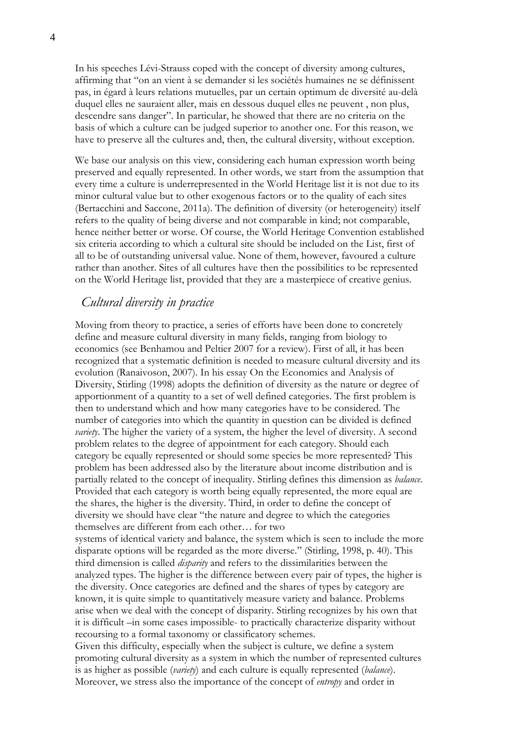In his speeches Lévi-Strauss coped with the concept of diversity among cultures, affirming that "on an vient à se demander si les sociétés humaines ne se définissent pas, in égard à leurs relations mutuelles, par un certain optimum de diversité au-delà duquel elles ne sauraient aller, mais en dessous duquel elles ne peuvent , non plus, descendre sans danger". In particular, he showed that there are no criteria on the basis of which a culture can be judged superior to another one. For this reason, we have to preserve all the cultures and, then, the cultural diversity, without exception.

We base our analysis on this view, considering each human expression worth being preserved and equally represented. In other words, we start from the assumption that every time a culture is underrepresented in the World Heritage list it is not due to its minor cultural value but to other exogenous factors or to the quality of each sites (Bertacchini and Saccone, 2011a). The definition of diversity (or heterogeneity) itself refers to the quality of being diverse and not comparable in kind; not comparable, hence neither better or worse. Of course, the World Heritage Convention established six criteria according to which a cultural site should be included on the List, first of all to be of outstanding universal value. None of them, however, favoured a culture rather than another. Sites of all cultures have then the possibilities to be represented on the World Heritage list, provided that they are a masterpiece of creative genius.

## *Cultural diversity in practice*

Moving from theory to practice, a series of efforts have been done to concretely define and measure cultural diversity in many fields, ranging from biology to economics (see Benhamou and Peltier 2007 for a review). First of all, it has been recognized that a systematic definition is needed to measure cultural diversity and its evolution (Ranaivoson, 2007). In his essay On the Economics and Analysis of Diversity, Stirling (1998) adopts the definition of diversity as the nature or degree of apportionment of a quantity to a set of well defined categories. The first problem is then to understand which and how many categories have to be considered. The number of categories into which the quantity in question can be divided is defined *variety*. The higher the variety of a system, the higher the level of diversity. A second problem relates to the degree of appointment for each category. Should each category be equally represented or should some species be more represented? This problem has been addressed also by the literature about income distribution and is partially related to the concept of inequality. Stirling defines this dimension as *balance*. Provided that each category is worth being equally represented, the more equal are the shares, the higher is the diversity. Third, in order to define the concept of diversity we should have clear "the nature and degree to which the categories themselves are different from each other… for two systems of identical variety and balance, the system which is seen to include the more disparate options will be regarded as the more diverse." (Stirling, 1998, p. 40). This third dimension is called *disparity* and refers to the dissimilarities between the analyzed types. The higher is the difference between every pair of types, the higher is the diversity. Once categories are defined and the shares of types by category are known, it is quite simple to quantitatively measure variety and balance. Problems arise when we deal with the concept of disparity. Stirling recognizes by his own that it is difficult –in some cases impossible- to practically characterize disparity without recoursing to a formal taxonomy or classificatory schemes.

Given this difficulty, especially when the subject is culture, we define a system promoting cultural diversity as a system in which the number of represented cultures is as higher as possible (*variety*) and each culture is equally represented (*balance*). Moreover, we stress also the importance of the concept of *entropy* and order in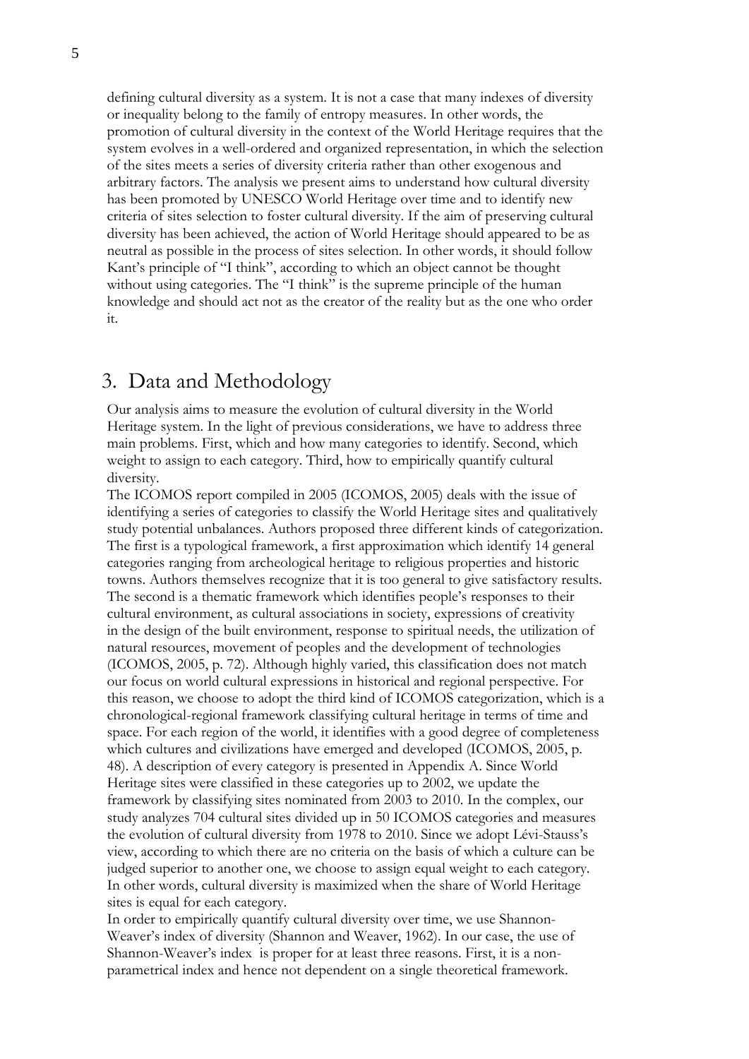defining cultural diversity as a system. It is not a case that many indexes of diversity or inequality belong to the family of entropy measures. In other words, the promotion of cultural diversity in the context of the World Heritage requires that the system evolves in a well-ordered and organized representation, in which the selection of the sites meets a series of diversity criteria rather than other exogenous and arbitrary factors. The analysis we present aims to understand how cultural diversity has been promoted by UNESCO World Heritage over time and to identify new criteria of sites selection to foster cultural diversity. If the aim of preserving cultural diversity has been achieved, the action of World Heritage should appeared to be as neutral as possible in the process of sites selection. In other words, it should follow Kant's principle of "I think", according to which an object cannot be thought without using categories. The "I think" is the supreme principle of the human knowledge and should act not as the creator of the reality but as the one who order it.

## 3. Data and Methodology

Our analysis aims to measure the evolution of cultural diversity in the World Heritage system. In the light of previous considerations, we have to address three main problems. First, which and how many categories to identify. Second, which weight to assign to each category. Third, how to empirically quantify cultural diversity.

The ICOMOS report compiled in 2005 (ICOMOS, 2005) deals with the issue of identifying a series of categories to classify the World Heritage sites and qualitatively study potential unbalances. Authors proposed three different kinds of categorization. The first is a typological framework, a first approximation which identify 14 general categories ranging from archeological heritage to religious properties and historic towns. Authors themselves recognize that it is too general to give satisfactory results. The second is a thematic framework which identifies people's responses to their cultural environment, as cultural associations in society, expressions of creativity in the design of the built environment, response to spiritual needs, the utilization of natural resources, movement of peoples and the development of technologies (ICOMOS, 2005, p. 72). Although highly varied, this classification does not match our focus on world cultural expressions in historical and regional perspective. For this reason, we choose to adopt the third kind of ICOMOS categorization, which is a chronological-regional framework classifying cultural heritage in terms of time and space. For each region of the world, it identifies with a good degree of completeness which cultures and civilizations have emerged and developed (ICOMOS, 2005, p. 48). A description of every category is presented in Appendix A. Since World Heritage sites were classified in these categories up to 2002, we update the framework by classifying sites nominated from 2003 to 2010. In the complex, our study analyzes 704 cultural sites divided up in 50 ICOMOS categories and measures the evolution of cultural diversity from 1978 to 2010. Since we adopt Lévi-Stauss's view, according to which there are no criteria on the basis of which a culture can be judged superior to another one, we choose to assign equal weight to each category. In other words, cultural diversity is maximized when the share of World Heritage sites is equal for each category.

In order to empirically quantify cultural diversity over time, we use Shannon-Weaver's index of diversity (Shannon and Weaver, 1962). In our case, the use of Shannon-Weaver's index is proper for at least three reasons. First, it is a non-parametrical index and hence not dependent on a single theoretical framework.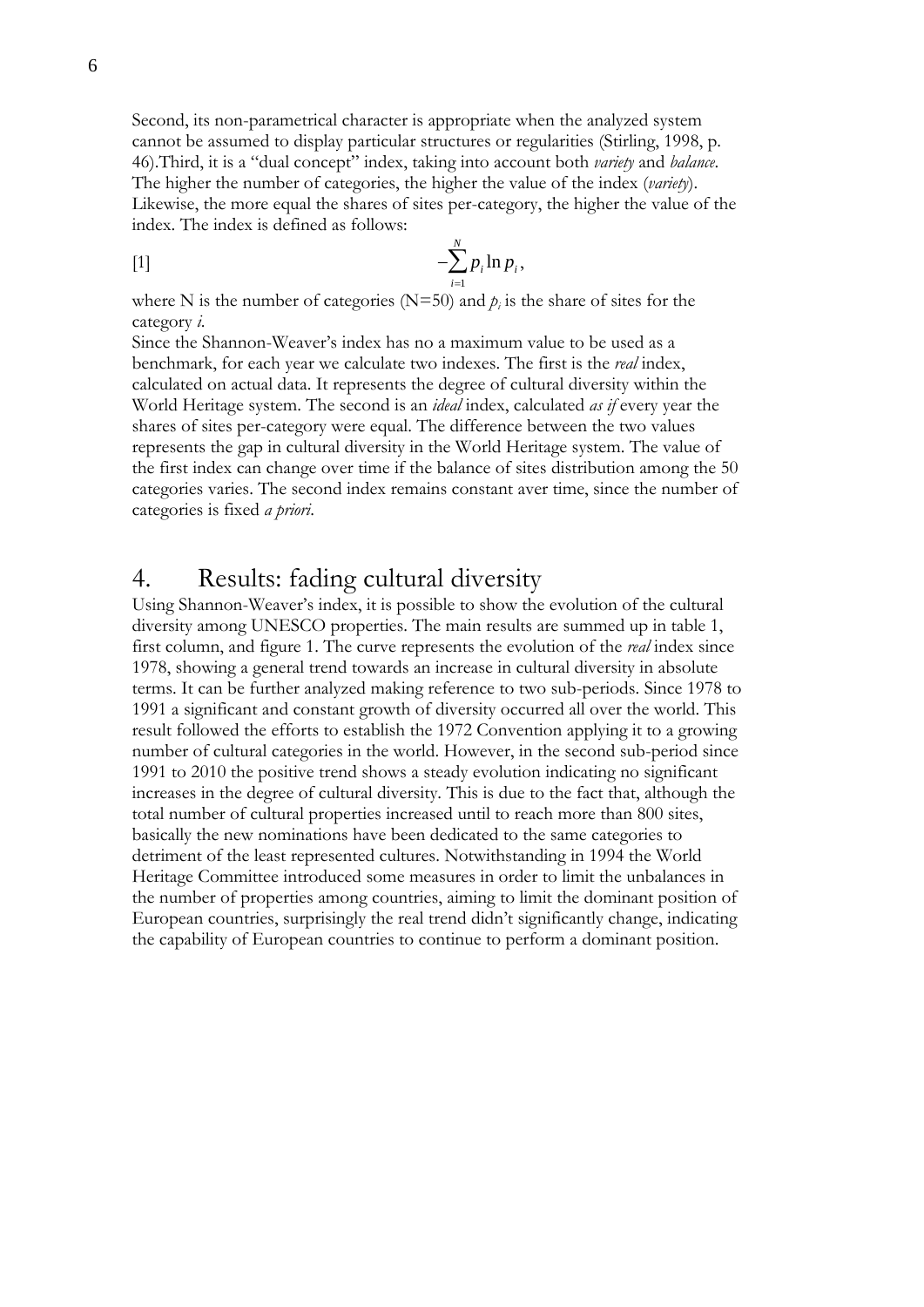Second, its non-parametrical character is appropriate when the analyzed system cannot be assumed to display particular structures or regularities (Stirling, 1998, p. 46).Third, it is a "dual concept" index, taking into account both *variety* and *balance*. The higher the number of categories, the higher the value of the index (*variety*). Likewise, the more equal the shares of sites per-category, the higher the value of the index. The index is defined as follows:

[1] $$-\sum_{i=1}^{N} p_i \ln p_i ,$$

where N is the number of categories (N=50) and $p_i$ is the share of sites for the category *i*.

Since the Shannon-Weaver's index has no a maximum value to be used as a benchmark, for each year we calculate two indexes. The first is the *real* index, calculated on actual data. It represents the degree of cultural diversity within the World Heritage system. The second is an *ideal* index, calculated *as if* every year the shares of sites per-category were equal. The difference between the two values represents the gap in cultural diversity in the World Heritage system. The value of the first index can change over time if the balance of sites distribution among the 50 categories varies. The second index remains constant aver time, since the number of categories is fixed *a priori*.

# 4. Results: fading cultural diversity

Using Shannon-Weaver's index, it is possible to show the evolution of the cultural diversity among UNESCO properties. The main results are summed up in table 1, first column, and figure 1. The curve represents the evolution of the *real* index since 1978, showing a general trend towards an increase in cultural diversity in absolute terms. It can be further analyzed making reference to two sub-periods. Since 1978 to 1991 a significant and constant growth of diversity occurred all over the world. This result followed the efforts to establish the 1972 Convention applying it to a growing number of cultural categories in the world. However, in the second sub-period since 1991 to 2010 the positive trend shows a steady evolution indicating no significant increases in the degree of cultural diversity. This is due to the fact that, although the total number of cultural properties increased until to reach more than 800 sites, basically the new nominations have been dedicated to the same categories to detriment of the least represented cultures. Notwithstanding in 1994 the World Heritage Committee introduced some measures in order to limit the unbalances in the number of properties among countries, aiming to limit the dominant position of European countries, surprisingly the real trend didn't significantly change, indicating the capability of European countries to continue to perform a dominant position.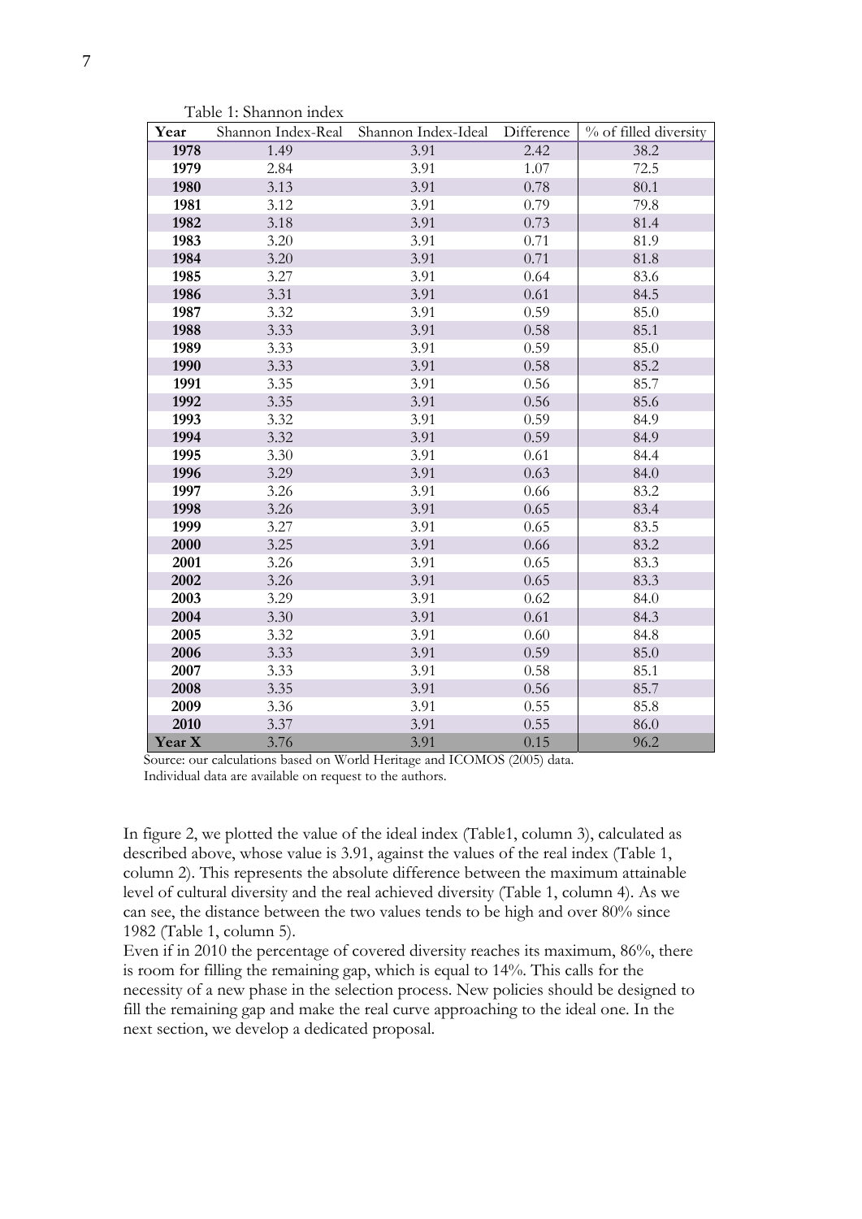Table 1: Shannon index

| Year | Shannon Index-Real | Shannon Index-Ideal | Difference | % of filled diversity |
|---|---|---|---|---|
| **1978** | 1.49 | 3.91 | 2.42 | 38.2 |
| **1979** | 2.84 | 3.91 | 1.07 | 72.5 |
| **1980** | 3.13 | 3.91 | 0.78 | 80.1 |
| **1981** | 3.12 | 3.91 | 0.79 | 79.8 |
| **1982** | 3.18 | 3.91 | 0.73 | 81.4 |
| **1983** | 3.20 | 3.91 | 0.71 | 81.9 |
| **1984** | 3.20 | 3.91 | 0.71 | 81.8 |
| **1985** | 3.27 | 3.91 | 0.64 | 83.6 |
| **1986** | 3.31 | 3.91 | 0.61 | 84.5 |
| **1987** | 3.32 | 3.91 | 0.59 | 85.0 |
| **1988** | 3.33 | 3.91 | 0.58 | 85.1 |
| **1989** | 3.33 | 3.91 | 0.59 | 85.0 |
| **1990** | 3.33 | 3.91 | 0.58 | 85.2 |
| **1991** | 3.35 | 3.91 | 0.56 | 85.7 |
| **1992** | 3.35 | 3.91 | 0.56 | 85.6 |
| **1993** | 3.32 | 3.91 | 0.59 | 84.9 |
| **1994** | 3.32 | 3.91 | 0.59 | 84.9 |
| **1995** | 3.30 | 3.91 | 0.61 | 84.4 |
| **1996** | 3.29 | 3.91 | 0.63 | 84.0 |
| **1997** | 3.26 | 3.91 | 0.66 | 83.2 |
| **1998** | 3.26 | 3.91 | 0.65 | 83.4 |
| **1999** | 3.27 | 3.91 | 0.65 | 83.5 |
| **2000** | 3.25 | 3.91 | 0.66 | 83.2 |
| **2001** | 3.26 | 3.91 | 0.65 | 83.3 |
| **2002** | 3.26 | 3.91 | 0.65 | 83.3 |
| **2003** | 3.29 | 3.91 | 0.62 | 84.0 |
| **2004** | 3.30 | 3.91 | 0.61 | 84.3 |
| **2005** | 3.32 | 3.91 | 0.60 | 84.8 |
| **2006** | 3.33 | 3.91 | 0.59 | 85.0 |
| **2007** | 3.33 | 3.91 | 0.58 | 85.1 |
| **2008** | 3.35 | 3.91 | 0.56 | 85.7 |
| **2009** | 3.36 | 3.91 | 0.55 | 85.8 |
| **2010** | 3.37 | 3.91 | 0.55 | 86.0 |
| **Year X** | 3.76 | 3.91 | 0.15 | 96.2 |

Source: our calculations based on World Heritage and ICOMOS (2005) data.
Individual data are available on request to the authors.

In figure 2, we plotted the value of the ideal index (Table1, column 3), calculated as described above, whose value is 3.91, against the values of the real index (Table 1, column 2). This represents the absolute difference between the maximum attainable level of cultural diversity and the real achieved diversity (Table 1, column 4). As we can see, the distance between the two values tends to be high and over 80% since 1982 (Table 1, column 5).

Even if in 2010 the percentage of covered diversity reaches its maximum, 86%, there is room for filling the remaining gap, which is equal to 14%. This calls for the necessity of a new phase in the selection process. New policies should be designed to fill the remaining gap and make the real curve approaching to the ideal one. In the next section, we develop a dedicated proposal.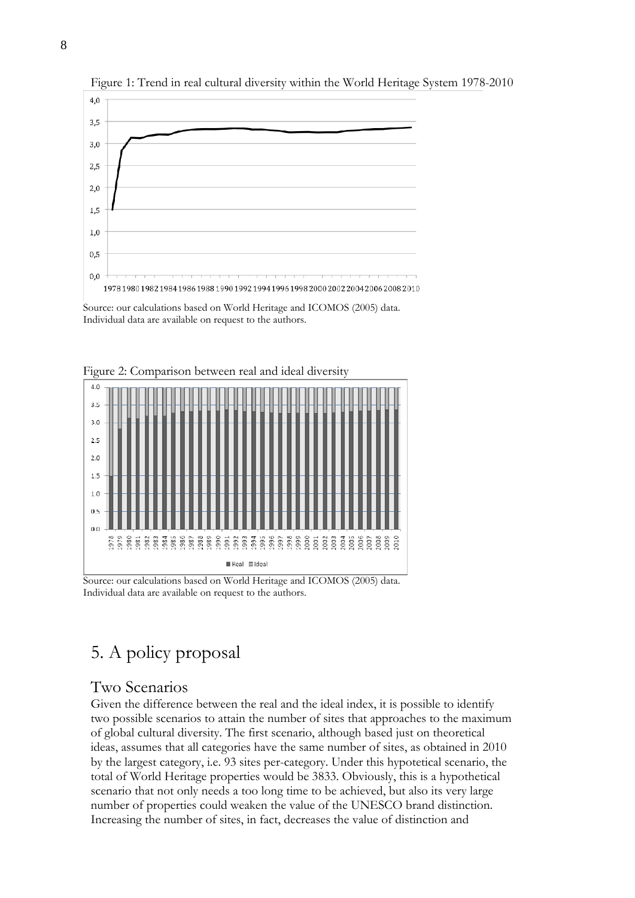Figure 1: Trend in real cultural diversity within the World Heritage System 1978-2010

Source: our calculations based on World Heritage and ICOMOS (2005) data. Individual data are available on request to the authors.

Figure 2: Comparison between real and ideal diversity

Source: our calculations based on World Heritage and ICOMOS (2005) data. Individual data are available on request to the authors.

# 5. A policy proposal

## Two Scenarios

Given the difference between the real and the ideal index, it is possible to identify two possible scenarios to attain the number of sites that approaches to the maximum of global cultural diversity. The first scenario, although based just on theoretical ideas, assumes that all categories have the same number of sites, as obtained in 2010 by the largest category, i.e. 93 sites per-category. Under this hypotetical scenario, the total of World Heritage properties would be 3833. Obviously, this is a hypothetical scenario that not only needs a too long time to be achieved, but also its very large number of properties could weaken the value of the UNESCO brand distinction. Increasing the number of sites, in fact, decreases the value of distinction and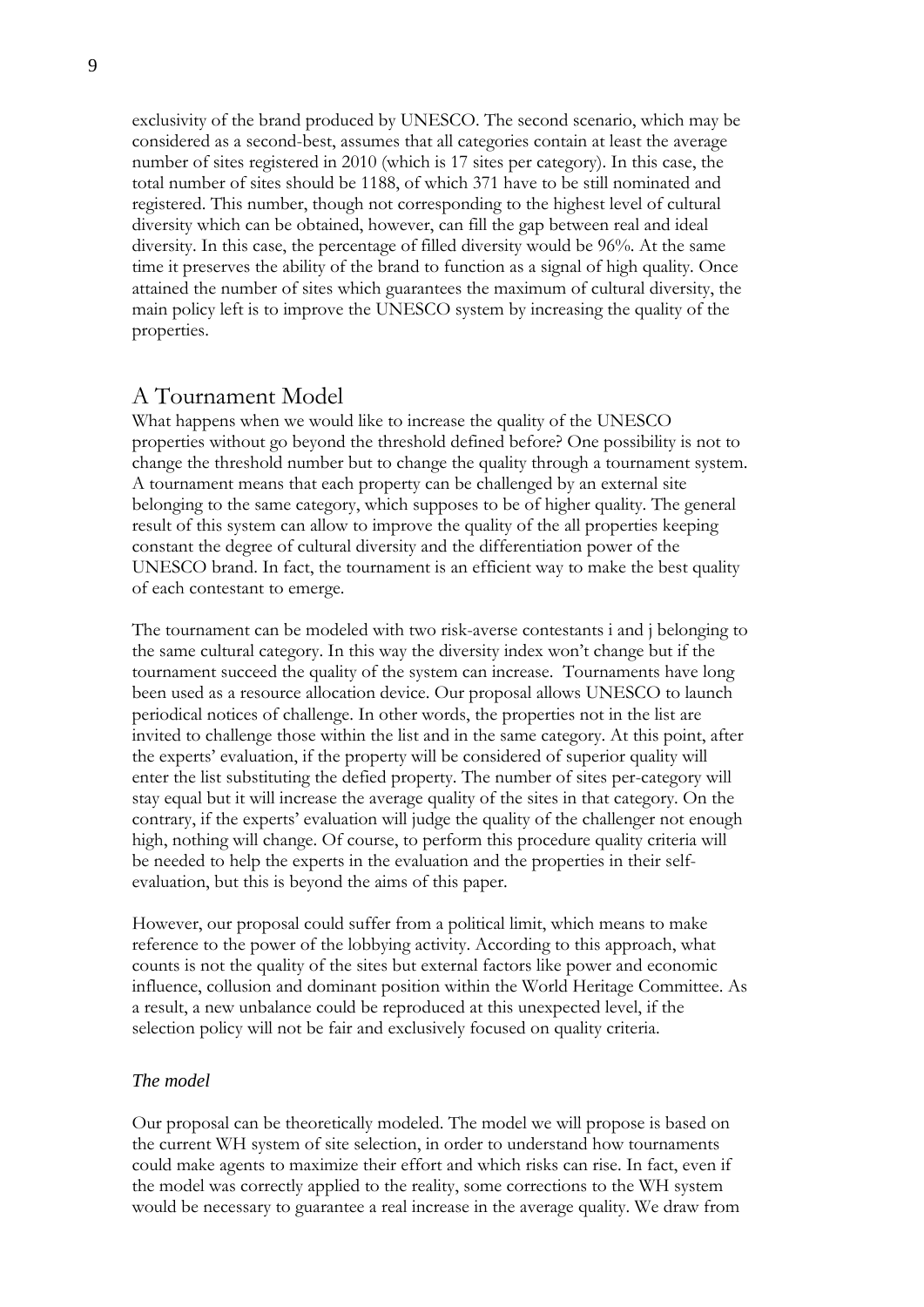exclusivity of the brand produced by UNESCO. The second scenario, which may be considered as a second-best, assumes that all categories contain at least the average number of sites registered in 2010 (which is 17 sites per category). In this case, the total number of sites should be 1188, of which 371 have to be still nominated and registered. This number, though not corresponding to the highest level of cultural diversity which can be obtained, however, can fill the gap between real and ideal diversity. In this case, the percentage of filled diversity would be 96%. At the same time it preserves the ability of the brand to function as a signal of high quality. Once attained the number of sites which guarantees the maximum of cultural diversity, the main policy left is to improve the UNESCO system by increasing the quality of the properties.

## A Tournament Model

What happens when we would like to increase the quality of the UNESCO properties without go beyond the threshold defined before? One possibility is not to change the threshold number but to change the quality through a tournament system. A tournament means that each property can be challenged by an external site belonging to the same category, which supposes to be of higher quality. The general result of this system can allow to improve the quality of the all properties keeping constant the degree of cultural diversity and the differentiation power of the UNESCO brand. In fact, the tournament is an efficient way to make the best quality of each contestant to emerge.

The tournament can be modeled with two risk-averse contestants i and j belonging to the same cultural category. In this way the diversity index won't change but if the tournament succeed the quality of the system can increase. Tournaments have long been used as a resource allocation device. Our proposal allows UNESCO to launch periodical notices of challenge. In other words, the properties not in the list are invited to challenge those within the list and in the same category. At this point, after the experts' evaluation, if the property will be considered of superior quality will enter the list substituting the defied property. The number of sites per-category will stay equal but it will increase the average quality of the sites in that category. On the contrary, if the experts' evaluation will judge the quality of the challenger not enough high, nothing will change. Of course, to perform this procedure quality criteria will be needed to help the experts in the evaluation and the properties in their self-evaluation, but this is beyond the aims of this paper.

However, our proposal could suffer from a political limit, which means to make reference to the power of the lobbying activity. According to this approach, what counts is not the quality of the sites but external factors like power and economic influence, collusion and dominant position within the World Heritage Committee. As a result, a new unbalance could be reproduced at this unexpected level, if the selection policy will not be fair and exclusively focused on quality criteria.

### *The model*

Our proposal can be theoretically modeled. The model we will propose is based on the current WH system of site selection, in order to understand how tournaments could make agents to maximize their effort and which risks can rise. In fact, even if the model was correctly applied to the reality, some corrections to the WH system would be necessary to guarantee a real increase in the average quality. We draw from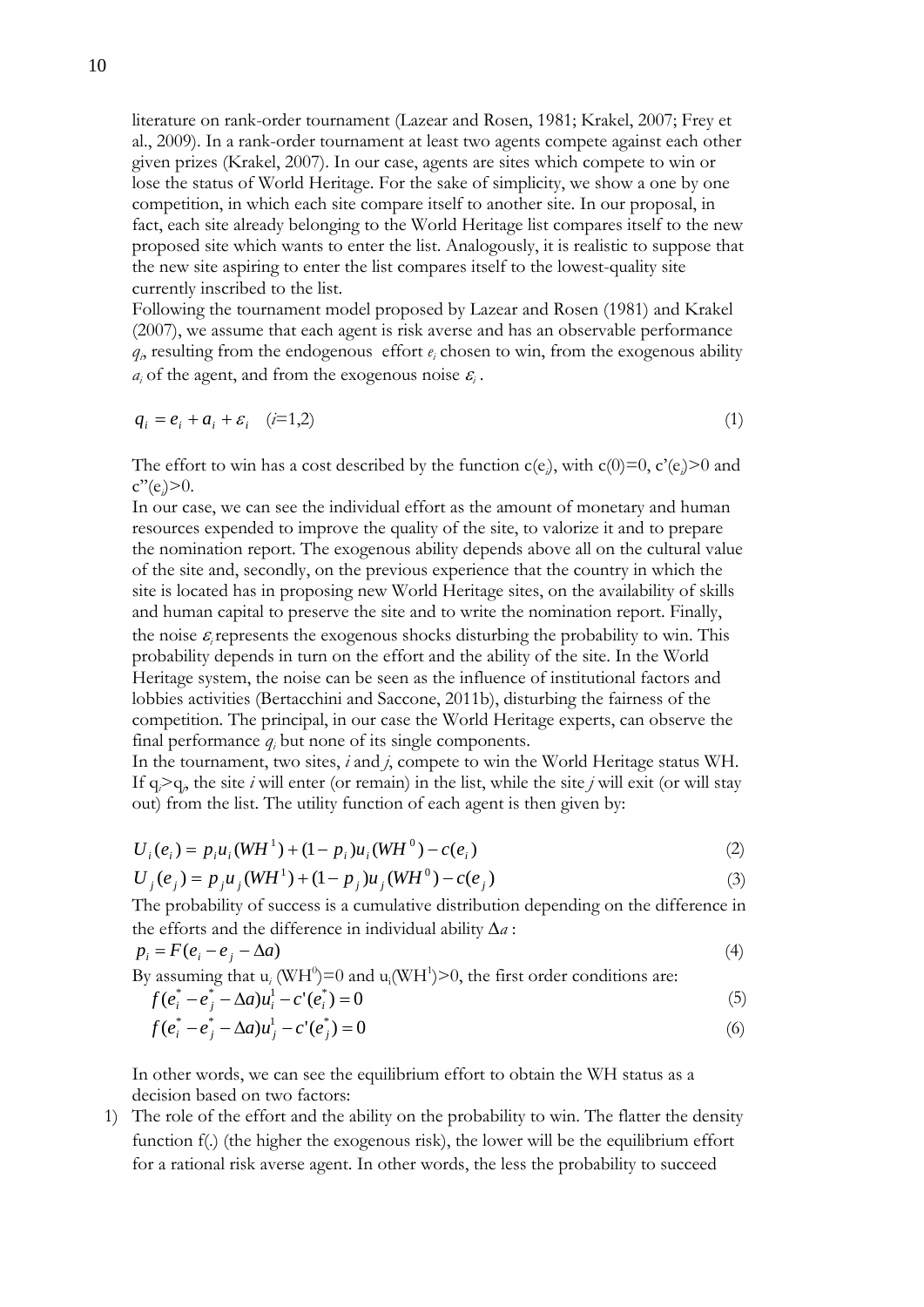literature on rank-order tournament (Lazear and Rosen, 1981; Krakel, 2007; Frey et al., 2009). In a rank-order tournament at least two agents compete against each other given prizes (Krakel, 2007). In our case, agents are sites which compete to win or lose the status of World Heritage. For the sake of simplicity, we show a one by one competition, in which each site compare itself to another site. In our proposal, in fact, each site already belonging to the World Heritage list compares itself to the new proposed site which wants to enter the list. Analogously, it is realistic to suppose that the new site aspiring to enter the list compares itself to the lowest-quality site currently inscribed to the list.

Following the tournament model proposed by Lazear and Rosen (1981) and Krakel (2007), we assume that each agent is risk averse and has an observable performance $q_i$, resulting from the endogenous effort $e_i$ chosen to win, from the exogenous ability $a_i$ of the agent, and from the exogenous noise $\varepsilon_i$.

$$q_i = e_i + a_i + \varepsilon_i \quad (i=1,2) \tag{1}$$

The effort to win has a cost described by the function $c(e_i)$, with $c(0)=0$, $c'(e_i)>0$ and $c''(e_i)>0$.

In our case, we can see the individual effort as the amount of monetary and human resources expended to improve the quality of the site, to valorize it and to prepare the nomination report. The exogenous ability depends above all on the cultural value of the site and, secondly, on the previous experience that the country in which the site is located has in proposing new World Heritage sites, on the availability of skills and human capital to preserve the site and to write the nomination report. Finally, the noise $\varepsilon_i$ represents the exogenous shocks disturbing the probability to win. This probability depends in turn on the effort and the ability of the site. In the World Heritage system, the noise can be seen as the influence of institutional factors and lobbies activities (Bertacchini and Saccone, 2011b), disturbing the fairness of the competition. The principal, in our case the World Heritage experts, can observe the final performance $q_i$ but none of its single components.

In the tournament, two sites, $i$ and $j$, compete to win the World Heritage status WH. If $q_i>q_j$, the site $i$ will enter (or remain) in the list, while the site $j$ will exit (or will stay out) from the list. The utility function of each agent is then given by:

$$U_i(e_i) = p_i u_i(WH^1) + (1-p_i)u_i(WH^0) - c(e_i) \tag{2}$$

$$U_j(e_j) = p_j u_j(WH^1) + (1-p_j)u_j(WH^0) - c(e_j) \tag{3}$$

The probability of success is a cumulative distribution depending on the difference in the efforts and the difference in individual ability $\Delta a$:

$$p_i = F(e_i - e_j - \Delta a) \tag{4}$$

By assuming that $u_i(WH^0)=0$ and $u_i(WH^1)>0$, the first order conditions are:

$$f(e_i^* - e_j^* - \Delta a)u_i^1 - c'(e_i^*) = 0 \tag{5}$$

$$f(e_i^* - e_j^* - \Delta a)u_j^1 - c'(e_j^*) = 0 \tag{6}$$

In other words, we can see the equilibrium effort to obtain the WH status as a decision based on two factors:

1) The role of the effort and the ability on the probability to win. The flatter the density function f(.) (the higher the exogenous risk), the lower will be the equilibrium effort for a rational risk averse agent. In other words, the less the probability to succeed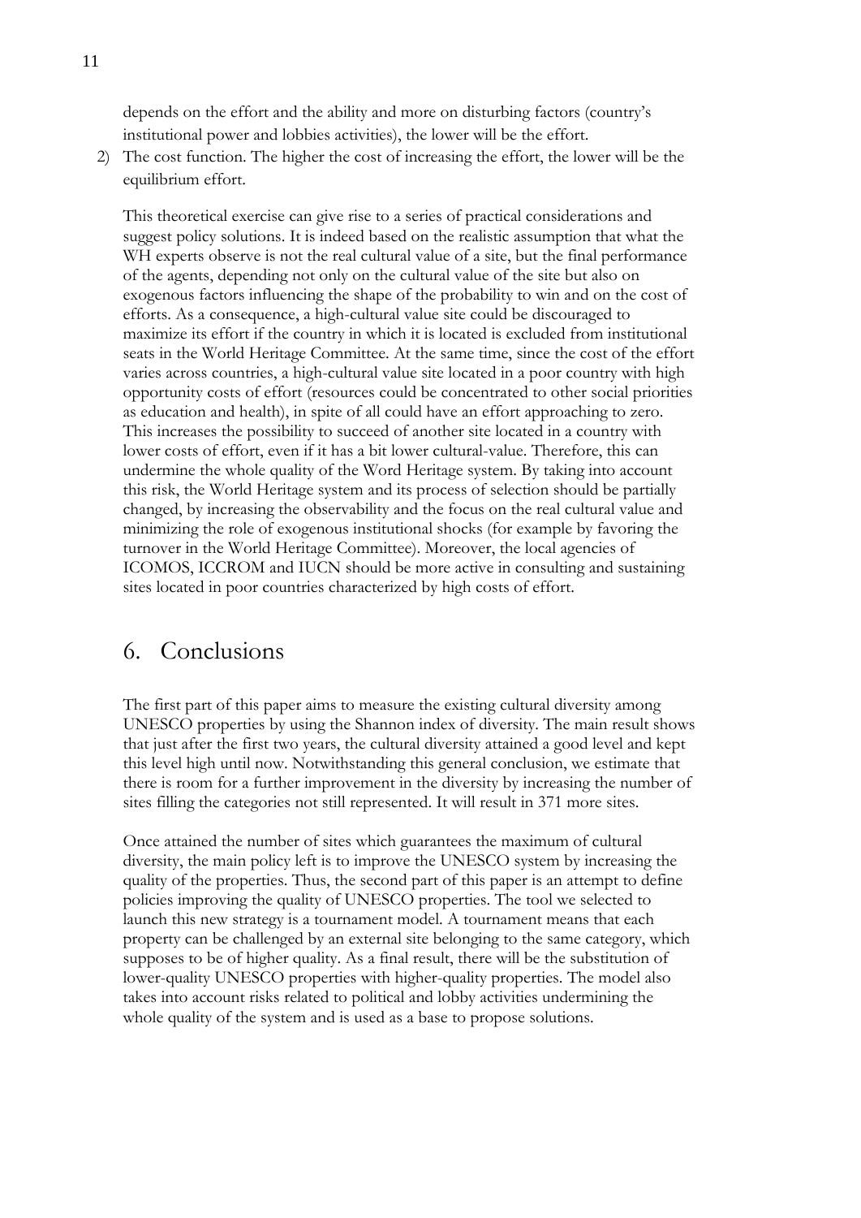depends on the effort and the ability and more on disturbing factors (country's institutional power and lobbies activities), the lower will be the effort.

2) The cost function. The higher the cost of increasing the effort, the lower will be the equilibrium effort.

This theoretical exercise can give rise to a series of practical considerations and suggest policy solutions. It is indeed based on the realistic assumption that what the WH experts observe is not the real cultural value of a site, but the final performance of the agents, depending not only on the cultural value of the site but also on exogenous factors influencing the shape of the probability to win and on the cost of efforts. As a consequence, a high-cultural value site could be discouraged to maximize its effort if the country in which it is located is excluded from institutional seats in the World Heritage Committee. At the same time, since the cost of the effort varies across countries, a high-cultural value site located in a poor country with high opportunity costs of effort (resources could be concentrated to other social priorities as education and health), in spite of all could have an effort approaching to zero. This increases the possibility to succeed of another site located in a country with lower costs of effort, even if it has a bit lower cultural-value. Therefore, this can undermine the whole quality of the Word Heritage system. By taking into account this risk, the World Heritage system and its process of selection should be partially changed, by increasing the observability and the focus on the real cultural value and minimizing the role of exogenous institutional shocks (for example by favoring the turnover in the World Heritage Committee). Moreover, the local agencies of ICOMOS, ICCROM and IUCN should be more active in consulting and sustaining sites located in poor countries characterized by high costs of effort.

# 6. Conclusions

The first part of this paper aims to measure the existing cultural diversity among UNESCO properties by using the Shannon index of diversity. The main result shows that just after the first two years, the cultural diversity attained a good level and kept this level high until now. Notwithstanding this general conclusion, we estimate that there is room for a further improvement in the diversity by increasing the number of sites filling the categories not still represented. It will result in 371 more sites.

Once attained the number of sites which guarantees the maximum of cultural diversity, the main policy left is to improve the UNESCO system by increasing the quality of the properties. Thus, the second part of this paper is an attempt to define policies improving the quality of UNESCO properties. The tool we selected to launch this new strategy is a tournament model. A tournament means that each property can be challenged by an external site belonging to the same category, which supposes to be of higher quality. As a final result, there will be the substitution of lower-quality UNESCO properties with higher-quality properties. The model also takes into account risks related to political and lobby activities undermining the whole quality of the system and is used as a base to propose solutions.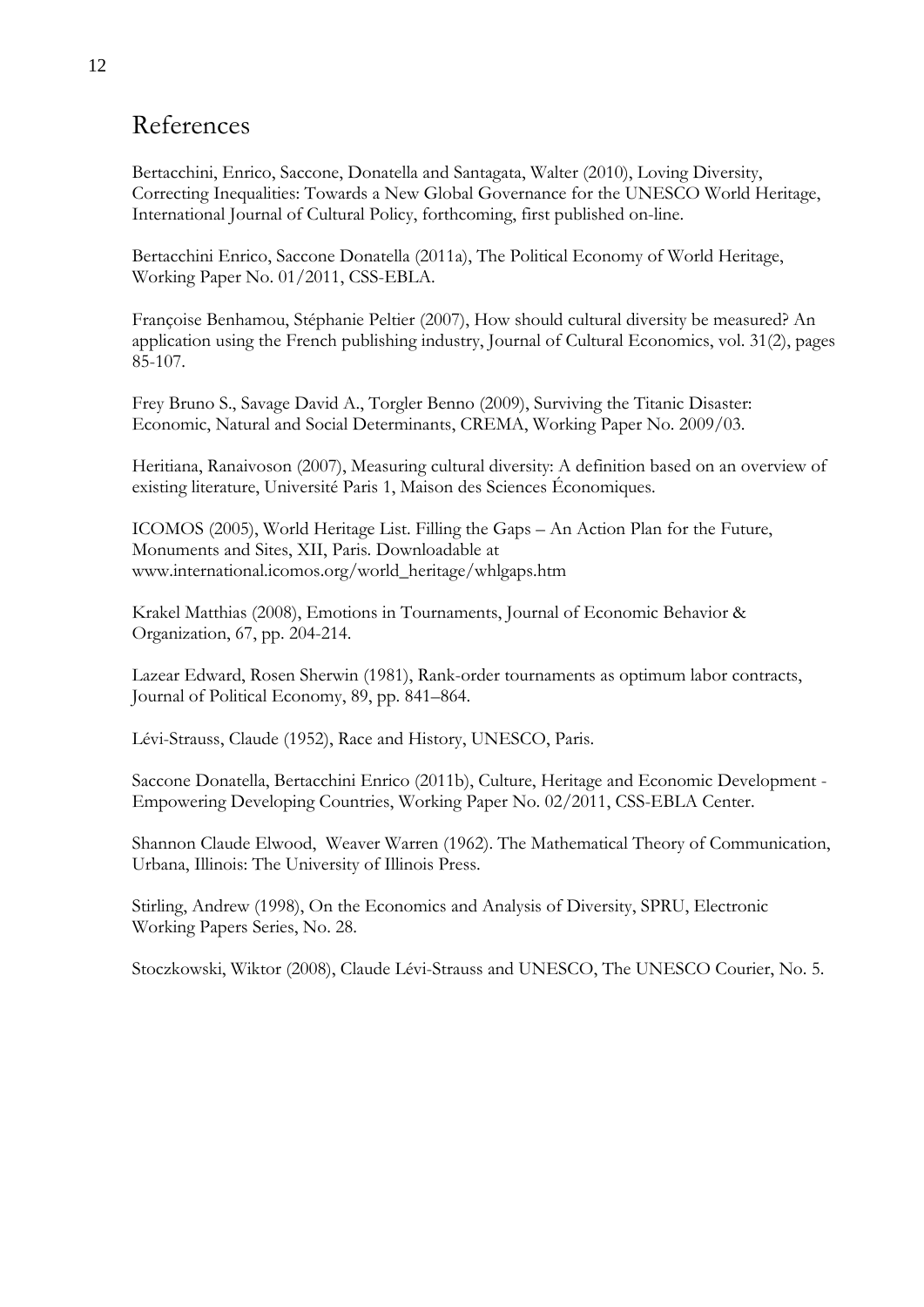# References

Bertacchini, Enrico, Saccone, Donatella and Santagata, Walter (2010), Loving Diversity, Correcting Inequalities: Towards a New Global Governance for the UNESCO World Heritage, International Journal of Cultural Policy, forthcoming, first published on-line.

Bertacchini Enrico, Saccone Donatella (2011a), The Political Economy of World Heritage, Working Paper No. 01/2011, CSS-EBLA.

Françoise Benhamou, Stéphanie Peltier (2007), How should cultural diversity be measured? An application using the French publishing industry, Journal of Cultural Economics, vol. 31(2), pages 85-107.

Frey Bruno S., Savage David A., Torgler Benno (2009), Surviving the Titanic Disaster: Economic, Natural and Social Determinants, CREMA, Working Paper No. 2009/03.

Heritiana, Ranaivoson (2007), Measuring cultural diversity: A definition based on an overview of existing literature, Université Paris 1, Maison des Sciences Économiques.

ICOMOS (2005), World Heritage List. Filling the Gaps – An Action Plan for the Future, Monuments and Sites, XII, Paris. Downloadable at www.international.icomos.org/world_heritage/whlgaps.htm

Krakel Matthias (2008), Emotions in Tournaments, Journal of Economic Behavior & Organization, 67, pp. 204-214.

Lazear Edward, Rosen Sherwin (1981), Rank-order tournaments as optimum labor contracts, Journal of Political Economy, 89, pp. 841–864.

Lévi-Strauss, Claude (1952), Race and History, UNESCO, Paris.

Saccone Donatella, Bertacchini Enrico (2011b), Culture, Heritage and Economic Development - Empowering Developing Countries, Working Paper No. 02/2011, CSS-EBLA Center.

Shannon Claude Elwood, Weaver Warren (1962). The Mathematical Theory of Communication, Urbana, Illinois: The University of Illinois Press.

Stirling, Andrew (1998), On the Economics and Analysis of Diversity, SPRU, Electronic Working Papers Series, No. 28.

Stoczkowski, Wiktor (2008), Claude Lévi-Strauss and UNESCO, The UNESCO Courier, No. 5.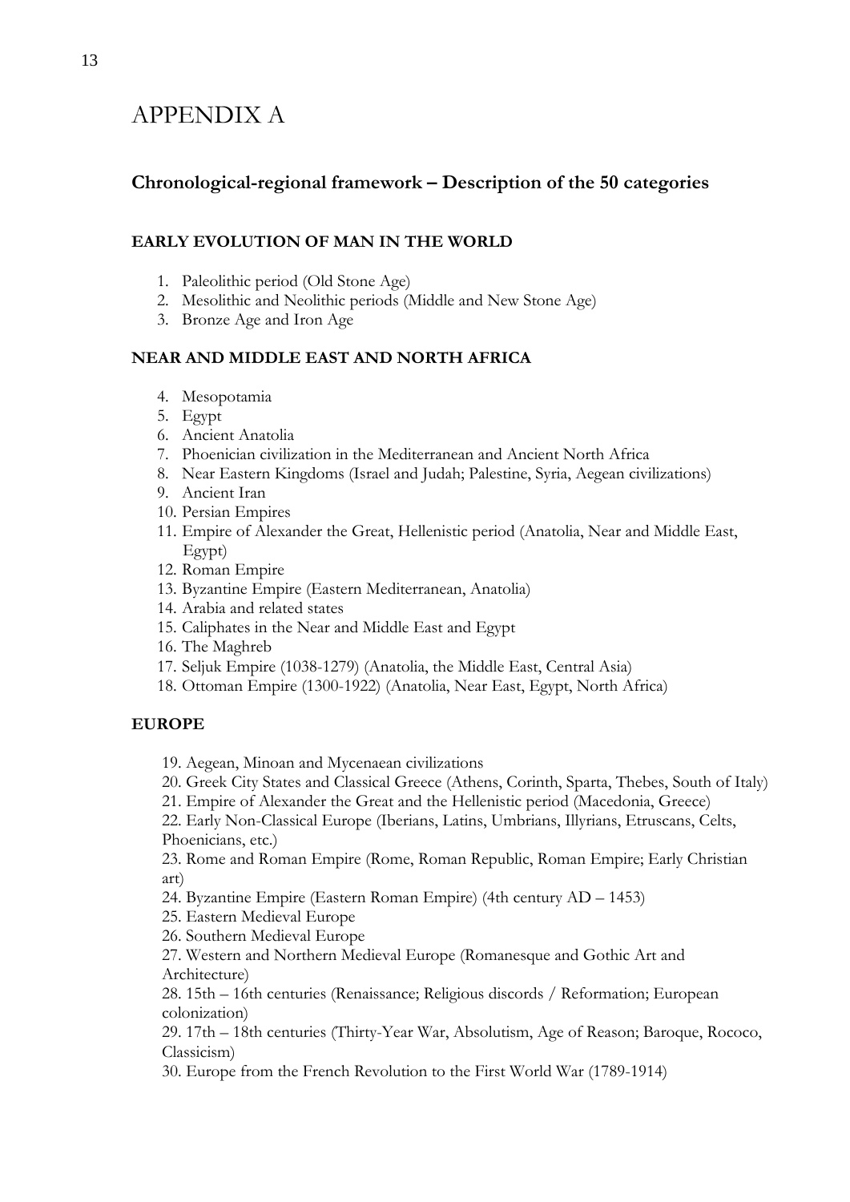# APPENDIX A

## Chronological-regional framework – Description of the 50 categories

### EARLY EVOLUTION OF MAN IN THE WORLD

1. Paleolithic period (Old Stone Age)
2. Mesolithic and Neolithic periods (Middle and New Stone Age)
3. Bronze Age and Iron Age

### NEAR AND MIDDLE EAST AND NORTH AFRICA

4. Mesopotamia
5. Egypt
6. Ancient Anatolia
7. Phoenician civilization in the Mediterranean and Ancient North Africa
8. Near Eastern Kingdoms (Israel and Judah; Palestine, Syria, Aegean civilizations)
9. Ancient Iran
10. Persian Empires
11. Empire of Alexander the Great, Hellenistic period (Anatolia, Near and Middle East, Egypt)
12. Roman Empire
13. Byzantine Empire (Eastern Mediterranean, Anatolia)
14. Arabia and related states
15. Caliphates in the Near and Middle East and Egypt
16. The Maghreb
17. Seljuk Empire (1038-1279) (Anatolia, the Middle East, Central Asia)
18. Ottoman Empire (1300-1922) (Anatolia, Near East, Egypt, North Africa)

### EUROPE

19. Aegean, Minoan and Mycenaean civilizations
20. Greek City States and Classical Greece (Athens, Corinth, Sparta, Thebes, South of Italy)
21. Empire of Alexander the Great and the Hellenistic period (Macedonia, Greece)
22. Early Non-Classical Europe (Iberians, Latins, Umbrians, Illyrians, Etruscans, Celts, Phoenicians, etc.)
23. Rome and Roman Empire (Rome, Roman Republic, Roman Empire; Early Christian art)
24. Byzantine Empire (Eastern Roman Empire) (4th century AD – 1453)
25. Eastern Medieval Europe
26. Southern Medieval Europe
27. Western and Northern Medieval Europe (Romanesque and Gothic Art and Architecture)
28. 15th – 16th centuries (Renaissance; Religious discords / Reformation; European colonization)
29. 17th – 18th centuries (Thirty-Year War, Absolutism, Age of Reason; Baroque, Rococo, Classicism)
30. Europe from the French Revolution to the First World War (1789-1914)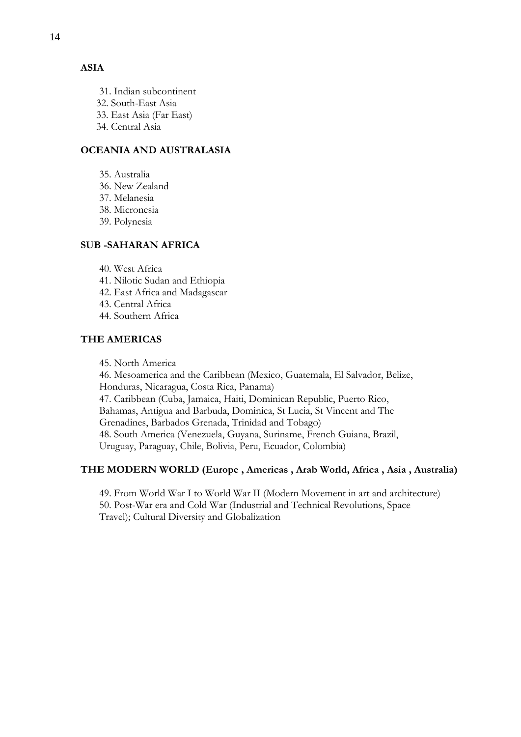## ASIA

31. Indian subcontinent
32. South-East Asia
33. East Asia (Far East)
34. Central Asia

## OCEANIA AND AUSTRALASIA

35. Australia
36. New Zealand
37. Melanesia
38. Micronesia
39. Polynesia

## SUB -SAHARAN AFRICA

40. West Africa
41. Nilotic Sudan and Ethiopia
42. East Africa and Madagascar
43. Central Africa
44. Southern Africa

## THE AMERICAS

45. North America
46. Mesoamerica and the Caribbean (Mexico, Guatemala, El Salvador, Belize, Honduras, Nicaragua, Costa Rica, Panama)
47. Caribbean (Cuba, Jamaica, Haiti, Dominican Republic, Puerto Rico, Bahamas, Antigua and Barbuda, Dominica, St Lucia, St Vincent and The Grenadines, Barbados Grenada, Trinidad and Tobago)
48. South America (Venezuela, Guyana, Suriname, French Guiana, Brazil, Uruguay, Paraguay, Chile, Bolivia, Peru, Ecuador, Colombia)

## THE MODERN WORLD (Europe , Americas , Arab World, Africa , Asia , Australia)

49. From World War I to World War II (Modern Movement in art and architecture)
50. Post-War era and Cold War (Industrial and Technical Revolutions, Space Travel); Cultural Diversity and Globalization